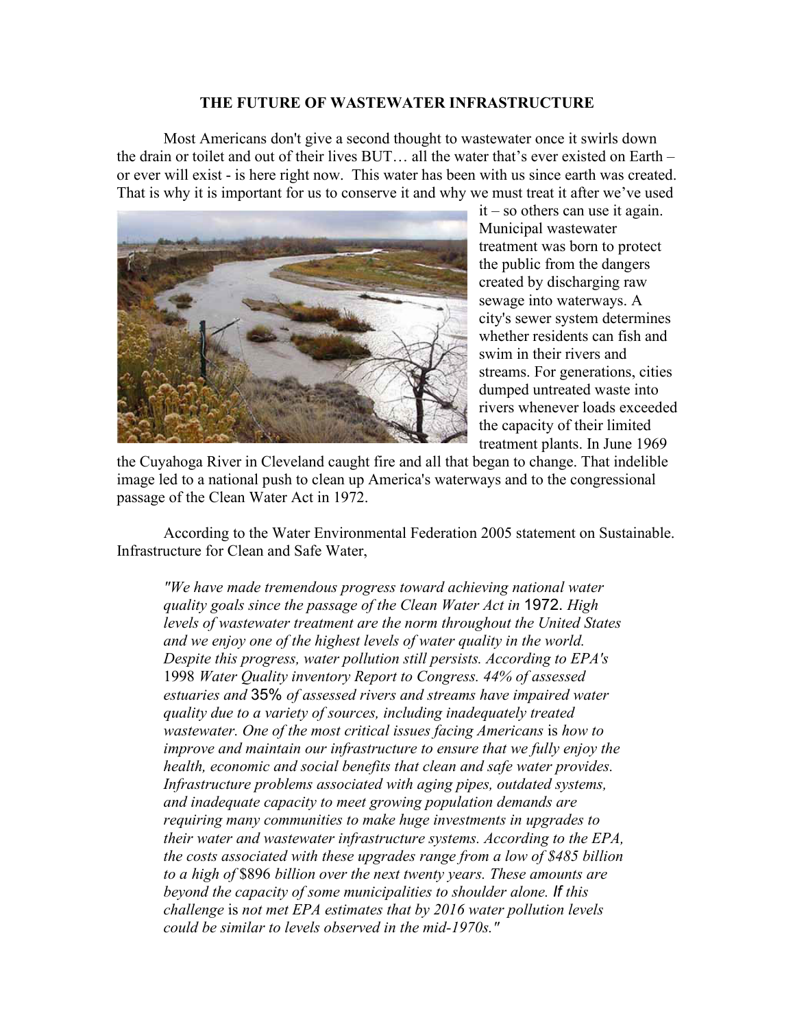# THE FUTURE OF WASTEWATER INFRASTRUCTURE

Most Americans don't give a second thought to wastewater once it swirls down the drain or toilet and out of their lives BUT… all the water that's ever existed on Earth – or ever will exist - is here right now. This water has been with us since earth was created. That is why it is important for us to conserve it and why we must treat it after we've used it – so others can use it again. Municipal wastewater treatment was born to protect the public from the dangers created by discharging raw sewage into waterways. A city's sewer system determines whether residents can fish and swim in their rivers and streams. For generations, cities dumped untreated waste into rivers whenever loads exceeded the capacity of their limited treatment plants. In June 1969 the Cuyahoga River in Cleveland caught fire and all that began to change. That indelible image led to a national push to clean up America's waterways and to the congressional passage of the Clean Water Act in 1972.

According to the Water Environmental Federation 2005 statement on Sustainable. Infrastructure for Clean and Safe Water,

> *"We have made tremendous progress toward achieving national water quality goals since the passage of the Clean Water Act in* 1972. *High levels of wastewater treatment are the norm throughout the United States and we enjoy one of the highest levels of water quality in the world. Despite this progress, water pollution still persists. According to EPA's* 1998 *Water Quality inventory Report to Congress. 44% of assessed estuaries and* 35% *of assessed rivers and streams have impaired water quality due to a variety of sources, including inadequately treated wastewater. One of the most critical issues facing Americans* is *how to improve and maintain our infrastructure to ensure that we fully enjoy the health, economic and social benefits that clean and safe water provides. Infrastructure problems associated with aging pipes, outdated systems, and inadequate capacity to meet growing population demands are requiring many communities to make huge investments in upgrades to their water and wastewater infrastructure systems. According to the EPA, the costs associated with these upgrades range from a low of $485 billion to a high of* $896 *billion over the next twenty years. These amounts are beyond the capacity of some municipalities to shoulder alone.* If *this challenge* is *not met EPA estimates that by 2016 water pollution levels could be similar to levels observed in the mid-1970s."*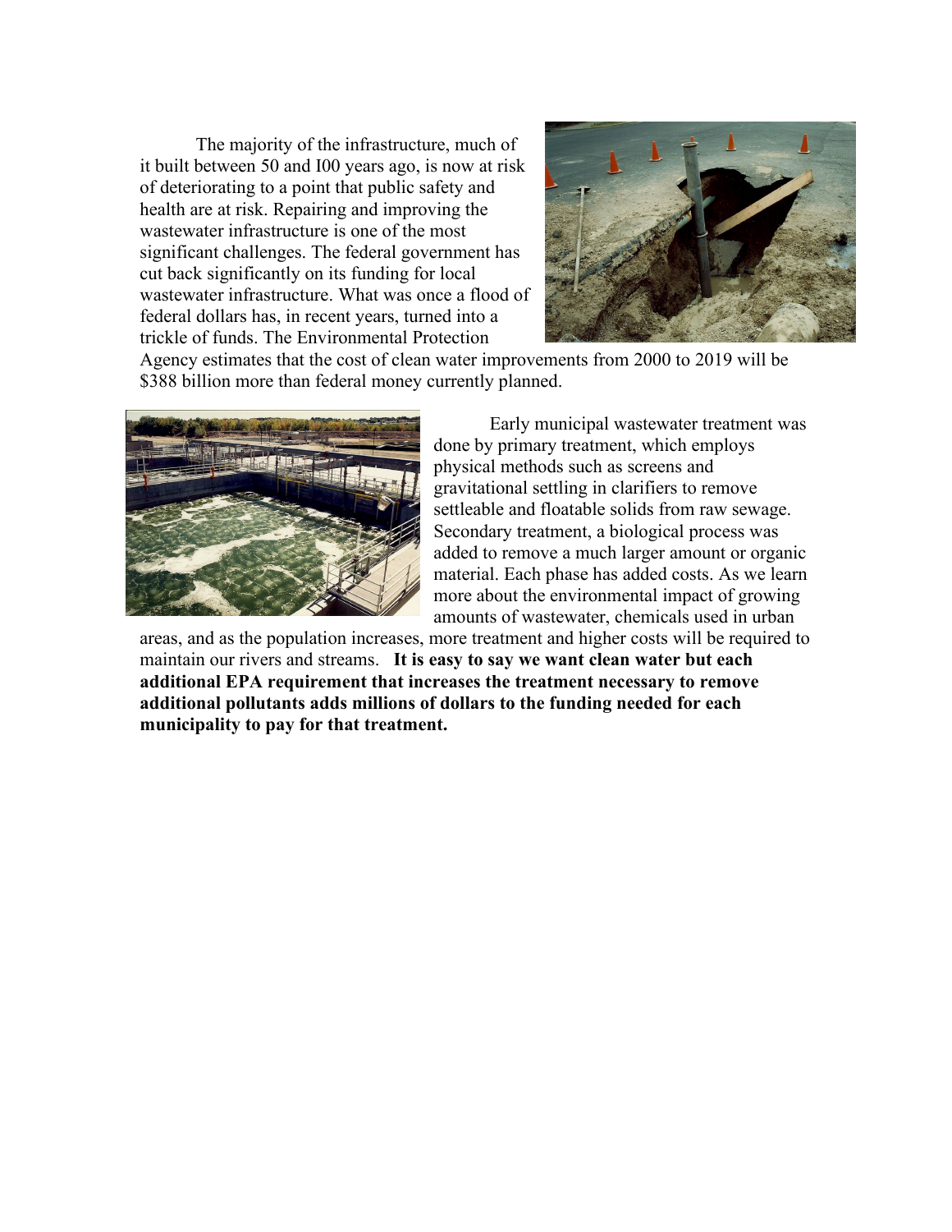The majority of the infrastructure, much of it built between 50 and I00 years ago, is now at risk of deteriorating to a point that public safety and health are at risk. Repairing and improving the wastewater infrastructure is one of the most significant challenges. The federal government has cut back significantly on its funding for local wastewater infrastructure. What was once a flood of federal dollars has, in recent years, turned into a trickle of funds. The Environmental Protection Agency estimates that the cost of clean water improvements from 2000 to 2019 will be $388 billion more than federal money currently planned.

Early municipal wastewater treatment was done by primary treatment, which employs physical methods such as screens and gravitational settling in clarifiers to remove settleable and floatable solids from raw sewage. Secondary treatment, a biological process was added to remove a much larger amount or organic material. Each phase has added costs. As we learn more about the environmental impact of growing amounts of wastewater, chemicals used in urban areas, and as the population increases, more treatment and higher costs will be required to maintain our rivers and streams. **It is easy to say we want clean water but each additional EPA requirement that increases the treatment necessary to remove additional pollutants adds millions of dollars to the funding needed for each municipality to pay for that treatment.**